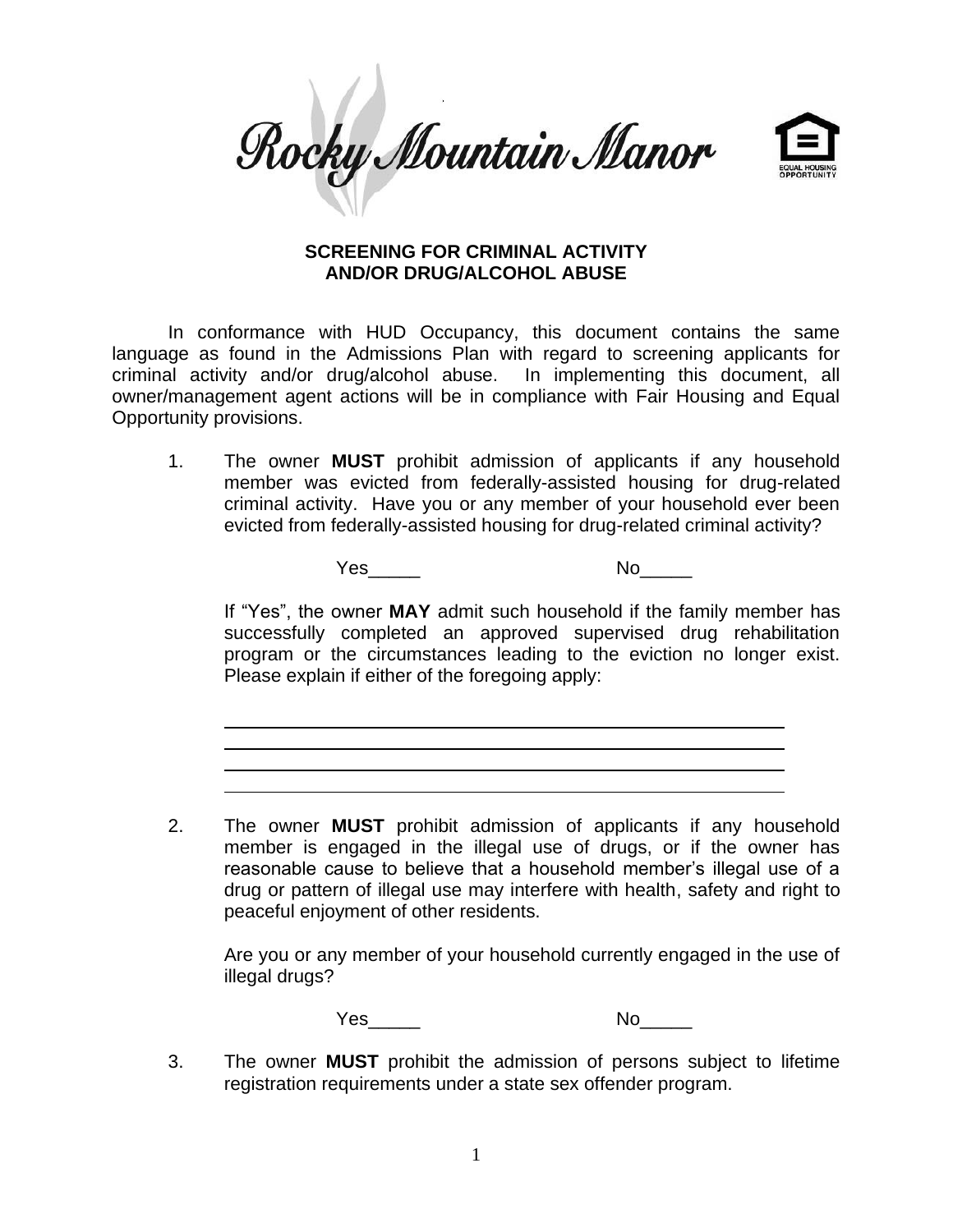Rocky Mountain Manor

EQUAL HOUSING OPPORTUNITY

**SCREENING FOR CRIMINAL ACTIVITY**
**AND/OR DRUG/ALCOHOL ABUSE**

In conformance with HUD Occupancy, this document contains the same language as found in the Admissions Plan with regard to screening applicants for criminal activity and/or drug/alcohol abuse. In implementing this document, all owner/management agent actions will be in compliance with Fair Housing and Equal Opportunity provisions.

1. The owner **MUST** prohibit admission of applicants if any household member was evicted from federally-assisted housing for drug-related criminal activity. Have you or any member of your household ever been evicted from federally-assisted housing for drug-related criminal activity?

   Yes_____ No_____

   If "Yes", the owner **MAY** admit such household if the family member has successfully completed an approved supervised drug rehabilitation program or the circumstances leading to the eviction no longer exist. Please explain if either of the foregoing apply:

   ______________________________________________________________
   ______________________________________________________________
   ______________________________________________________________
   ______________________________________________________________

2. The owner **MUST** prohibit admission of applicants if any household member is engaged in the illegal use of drugs, or if the owner has reasonable cause to believe that a household member's illegal use of a drug or pattern of illegal use may interfere with health, safety and right to peaceful enjoyment of other residents.

   Are you or any member of your household currently engaged in the use of illegal drugs?

   Yes_____ No_____

3. The owner **MUST** prohibit the admission of persons subject to lifetime registration requirements under a state sex offender program.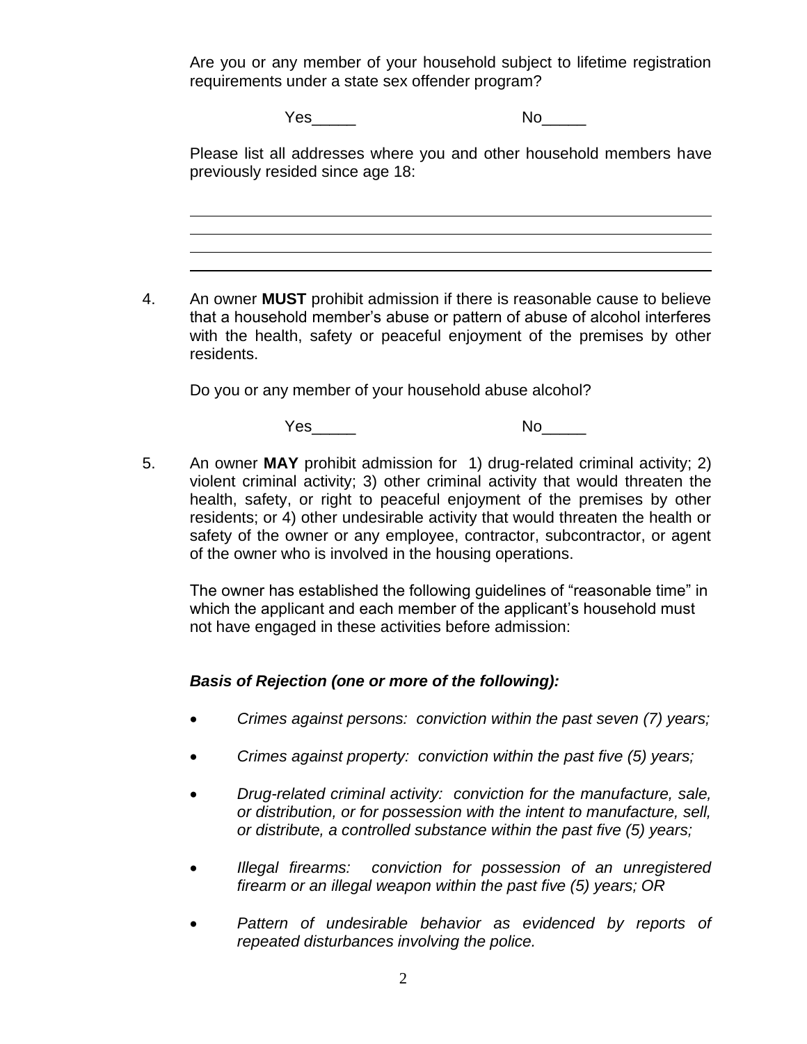Are you or any member of your household subject to lifetime registration requirements under a state sex offender program?

Yes_____ No_____

Please list all addresses where you and other household members have previously resided since age 18:

\_\_\_\_\_\_\_\_\_\_\_\_\_\_\_\_\_\_\_\_\_\_\_\_\_\_\_\_\_\_\_\_\_\_\_\_\_\_\_\_\_\_\_\_\_\_\_\_\_\_\_\_\_\_\_\_\_\_\_\_

\_\_\_\_\_\_\_\_\_\_\_\_\_\_\_\_\_\_\_\_\_\_\_\_\_\_\_\_\_\_\_\_\_\_\_\_\_\_\_\_\_\_\_\_\_\_\_\_\_\_\_\_\_\_\_\_\_\_\_\_

\_\_\_\_\_\_\_\_\_\_\_\_\_\_\_\_\_\_\_\_\_\_\_\_\_\_\_\_\_\_\_\_\_\_\_\_\_\_\_\_\_\_\_\_\_\_\_\_\_\_\_\_\_\_\_\_\_\_\_\_

\_\_\_\_\_\_\_\_\_\_\_\_\_\_\_\_\_\_\_\_\_\_\_\_\_\_\_\_\_\_\_\_\_\_\_\_\_\_\_\_\_\_\_\_\_\_\_\_\_\_\_\_\_\_\_\_\_\_\_\_

4. An owner **MUST** prohibit admission if there is reasonable cause to believe that a household member's abuse or pattern of abuse of alcohol interferes with the health, safety or peaceful enjoyment of the premises by other residents.

   Do you or any member of your household abuse alcohol?

   Yes_____ No_____

5. An owner **MAY** prohibit admission for 1) drug-related criminal activity; 2) violent criminal activity; 3) other criminal activity that would threaten the health, safety, or right to peaceful enjoyment of the premises by other residents; or 4) other undesirable activity that would threaten the health or safety of the owner or any employee, contractor, subcontractor, or agent of the owner who is involved in the housing operations.

   The owner has established the following guidelines of "reasonable time" in which the applicant and each member of the applicant's household must not have engaged in these activities before admission:

   ***Basis of Rejection (one or more of the following):***

   - *Crimes against persons: conviction within the past seven (7) years;*
   - *Crimes against property: conviction within the past five (5) years;*
   - *Drug-related criminal activity: conviction for the manufacture, sale, or distribution, or for possession with the intent to manufacture, sell, or distribute, a controlled substance within the past five (5) years;*
   - *Illegal firearms: conviction for possession of an unregistered firearm or an illegal weapon within the past five (5) years; OR*
   - *Pattern of undesirable behavior as evidenced by reports of repeated disturbances involving the police.*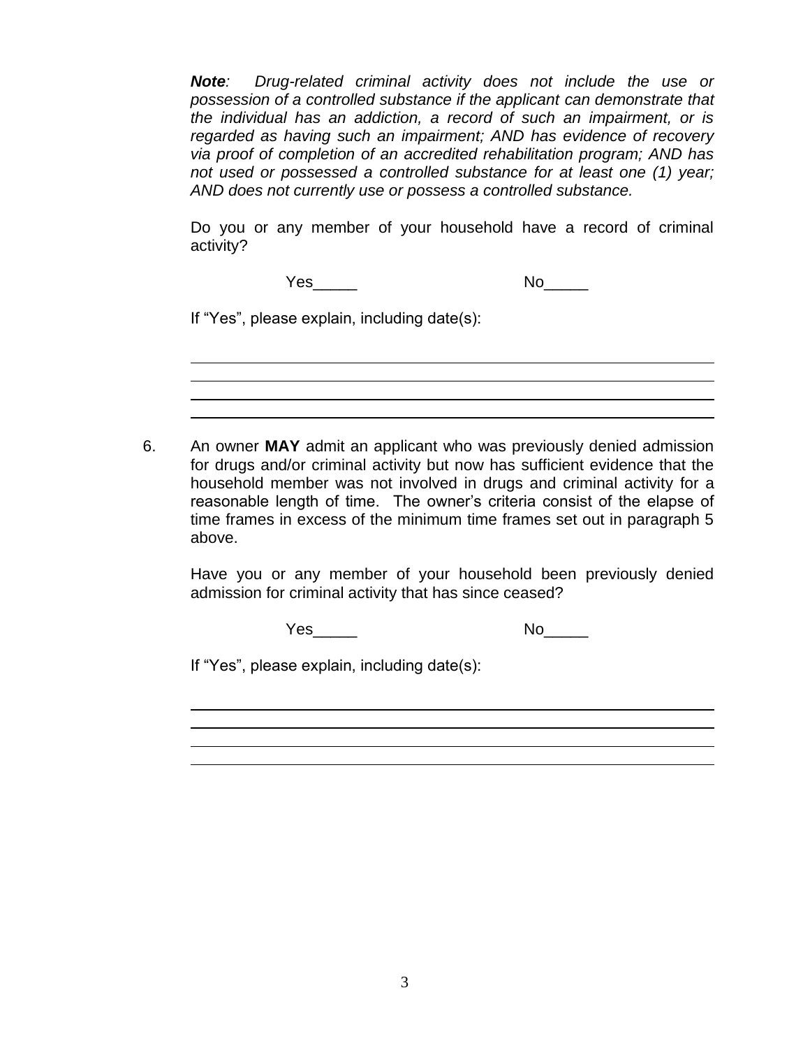***Note**: Drug-related criminal activity does not include the use or possession of a controlled substance if the applicant can demonstrate that the individual has an addiction, a record of such an impairment, or is regarded as having such an impairment; AND has evidence of recovery via proof of completion of an accredited rehabilitation program; AND has not used or possessed a controlled substance for at least one (1) year; AND does not currently use or possess a controlled substance.*

Do you or any member of your household have a record of criminal activity?

Yes_____ No_____

If "Yes", please explain, including date(s):

\_\_\_\_\_\_\_\_\_\_\_\_\_\_\_\_\_\_\_\_\_\_\_\_\_\_\_\_\_\_\_\_\_\_\_\_\_\_\_\_\_\_\_\_\_\_\_\_\_\_\_\_\_\_\_\_

\_\_\_\_\_\_\_\_\_\_\_\_\_\_\_\_\_\_\_\_\_\_\_\_\_\_\_\_\_\_\_\_\_\_\_\_\_\_\_\_\_\_\_\_\_\_\_\_\_\_\_\_\_\_\_\_

\_\_\_\_\_\_\_\_\_\_\_\_\_\_\_\_\_\_\_\_\_\_\_\_\_\_\_\_\_\_\_\_\_\_\_\_\_\_\_\_\_\_\_\_\_\_\_\_\_\_\_\_\_\_\_\_

\_\_\_\_\_\_\_\_\_\_\_\_\_\_\_\_\_\_\_\_\_\_\_\_\_\_\_\_\_\_\_\_\_\_\_\_\_\_\_\_\_\_\_\_\_\_\_\_\_\_\_\_\_\_\_\_

6. An owner **MAY** admit an applicant who was previously denied admission for drugs and/or criminal activity but now has sufficient evidence that the household member was not involved in drugs and criminal activity for a reasonable length of time. The owner's criteria consist of the elapse of time frames in excess of the minimum time frames set out in paragraph 5 above.

   Have you or any member of your household been previously denied admission for criminal activity that has since ceased?

   Yes_____ No_____

   If "Yes", please explain, including date(s):

   \_\_\_\_\_\_\_\_\_\_\_\_\_\_\_\_\_\_\_\_\_\_\_\_\_\_\_\_\_\_\_\_\_\_\_\_\_\_\_\_\_\_\_\_\_\_\_\_\_\_\_\_\_\_\_\_

   \_\_\_\_\_\_\_\_\_\_\_\_\_\_\_\_\_\_\_\_\_\_\_\_\_\_\_\_\_\_\_\_\_\_\_\_\_\_\_\_\_\_\_\_\_\_\_\_\_\_\_\_\_\_\_\_

   \_\_\_\_\_\_\_\_\_\_\_\_\_\_\_\_\_\_\_\_\_\_\_\_\_\_\_\_\_\_\_\_\_\_\_\_\_\_\_\_\_\_\_\_\_\_\_\_\_\_\_\_\_\_\_\_

   \_\_\_\_\_\_\_\_\_\_\_\_\_\_\_\_\_\_\_\_\_\_\_\_\_\_\_\_\_\_\_\_\_\_\_\_\_\_\_\_\_\_\_\_\_\_\_\_\_\_\_\_\_\_\_\_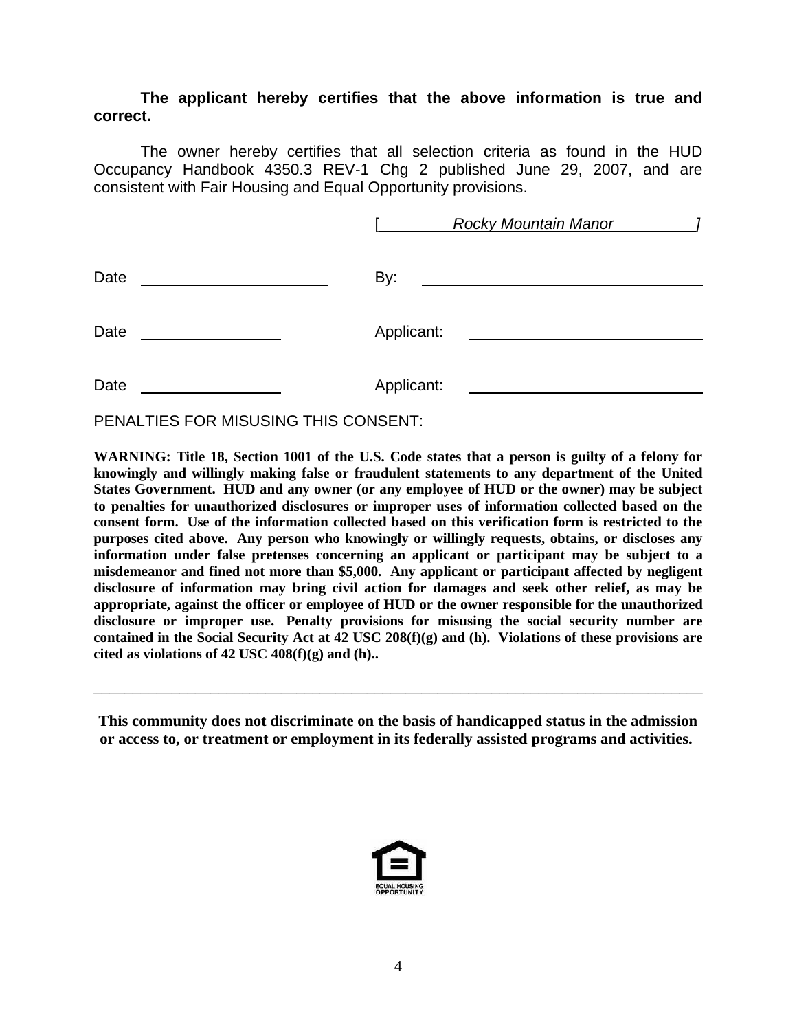**The applicant hereby certifies that the above information is true and correct.**

The owner hereby certifies that all selection criteria as found in the HUD Occupancy Handbook 4350.3 REV-1 Chg 2 published June 29, 2007, and are consistent with Fair Housing and Equal Opportunity provisions.

[ *Rocky Mountain Manor* ]

Date ____________________ By: ______________________________

Date ______________ Applicant: ________________________

Date ______________ Applicant: ________________________

PENALTIES FOR MISUSING THIS CONSENT:

**WARNING: Title 18, Section 1001 of the U.S. Code states that a person is guilty of a felony for knowingly and willingly making false or fraudulent statements to any department of the United States Government. HUD and any owner (or any employee of HUD or the owner) may be subject to penalties for unauthorized disclosures or improper uses of information collected based on the consent form. Use of the information collected based on this verification form is restricted to the purposes cited above. Any person who knowingly or willingly requests, obtains, or discloses any information under false pretenses concerning an applicant or participant may be subject to a misdemeanor and fined not more than $5,000. Any applicant or participant affected by negligent disclosure of information may bring civil action for damages and seek other relief, as may be appropriate, against the officer or employee of HUD or the owner responsible for the unauthorized disclosure or improper use. Penalty provisions for misusing the social security number are contained in the Social Security Act at 42 USC 208(f)(g) and (h). Violations of these provisions are cited as violations of 42 USC 408(f)(g) and (h)..**

---

**This community does not discriminate on the basis of handicapped status in the admission or access to, or treatment or employment in its federally assisted programs and activities.**

EQUAL HOUSING OPPORTUNITY